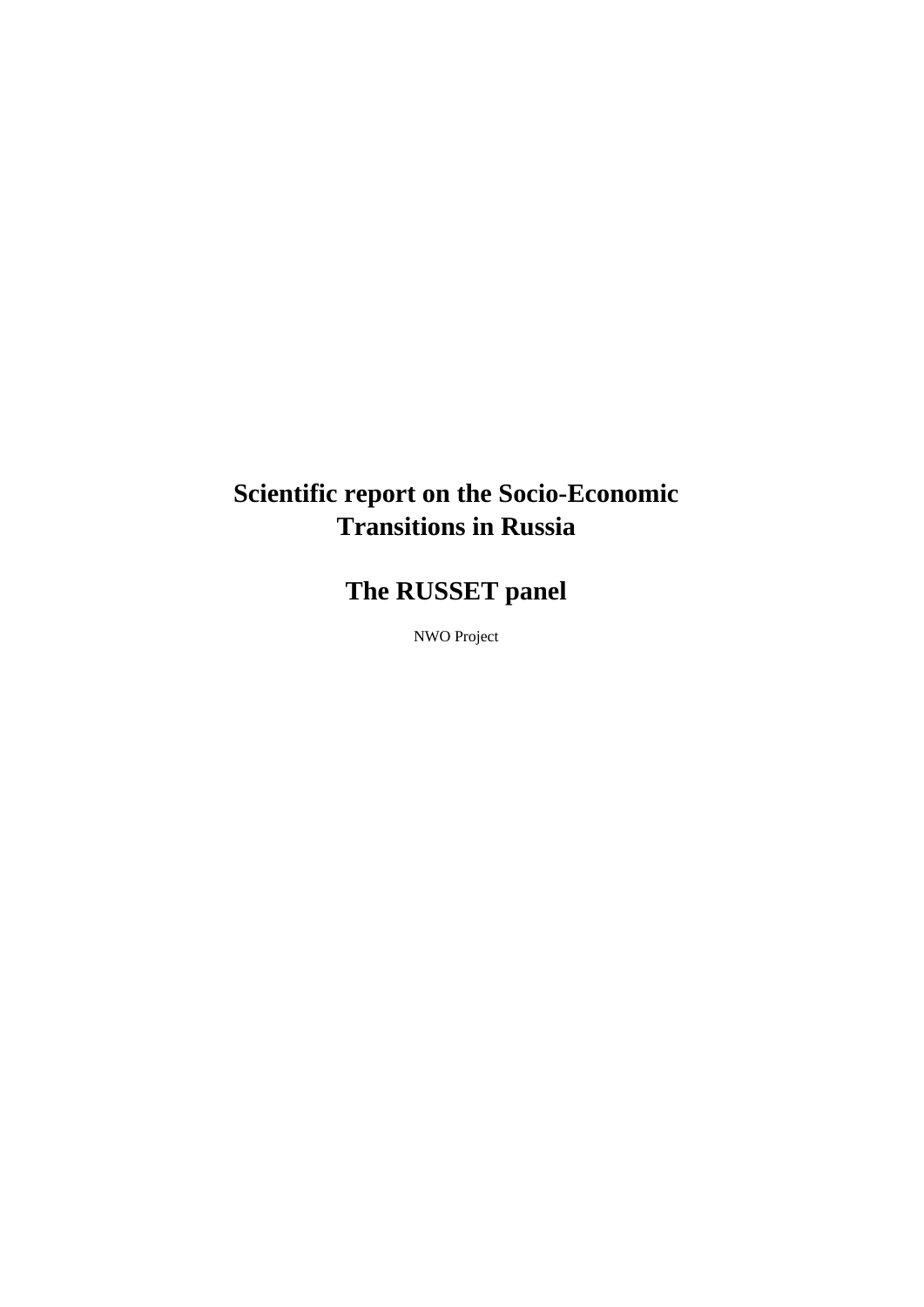# Scientific report on the Socio-Economic Transitions in Russia

# The RUSSET panel

NWO Project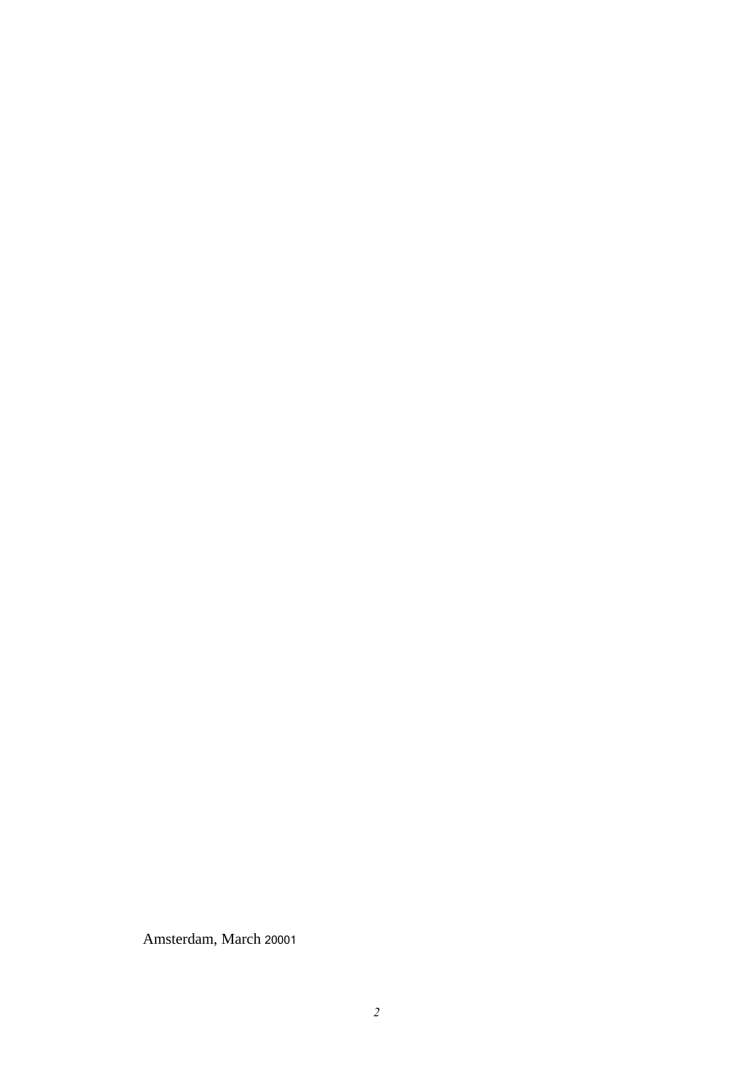Amsterdam, March 20001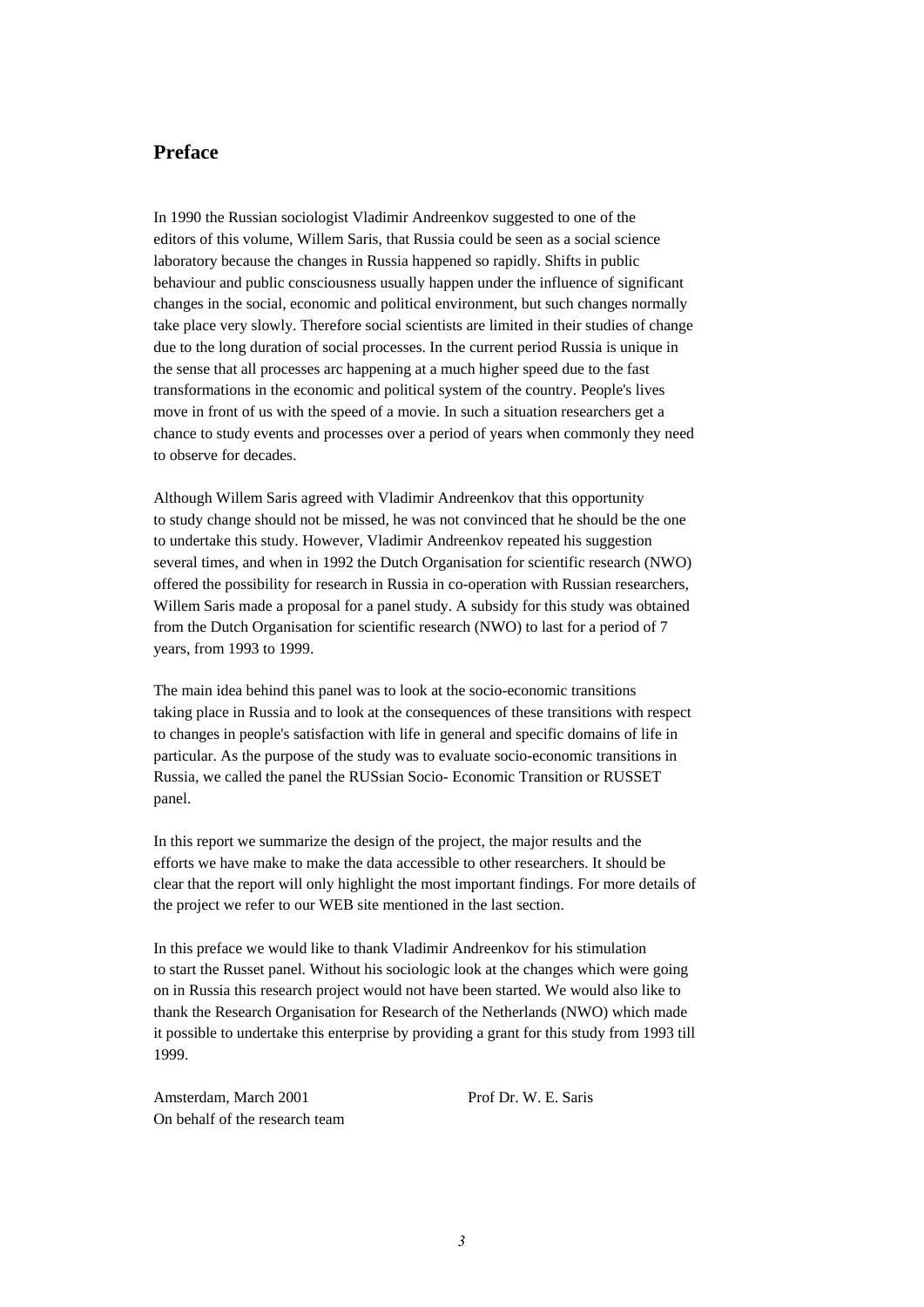# Preface

In 1990 the Russian sociologist Vladimir Andreenkov suggested to one of the editors of this volume, Willem Saris, that Russia could be seen as a social science laboratory because the changes in Russia happened so rapidly. Shifts in public behaviour and public consciousness usually happen under the influence of significant changes in the social, economic and political environment, but such changes normally take place very slowly. Therefore social scientists are limited in their studies of change due to the long duration of social processes. In the current period Russia is unique in the sense that all processes arc happening at a much higher speed due to the fast transformations in the economic and political system of the country. People's lives move in front of us with the speed of a movie. In such a situation researchers get a chance to study events and processes over a period of years when commonly they need to observe for decades.

Although Willem Saris agreed with Vladimir Andreenkov that this opportunity to study change should not be missed, he was not convinced that he should be the one to undertake this study. However, Vladimir Andreenkov repeated his suggestion several times, and when in 1992 the Dutch Organisation for scientific research (NWO) offered the possibility for research in Russia in co-operation with Russian researchers, Willem Saris made a proposal for a panel study. A subsidy for this study was obtained from the Dutch Organisation for scientific research (NWO) to last for a period of 7 years, from 1993 to 1999.

The main idea behind this panel was to look at the socio-economic transitions taking place in Russia and to look at the consequences of these transitions with respect to changes in people's satisfaction with life in general and specific domains of life in particular. As the purpose of the study was to evaluate socio-economic transitions in Russia, we called the panel the RUSsian Socio- Economic Transition or RUSSET panel.

In this report we summarize the design of the project, the major results and the efforts we have make to make the data accessible to other researchers. It should be clear that the report will only highlight the most important findings. For more details of the project we refer to our WEB site mentioned in the last section.

In this preface we would like to thank Vladimir Andreenkov for his stimulation to start the Russet panel. Without his sociologic look at the changes which were going on in Russia this research project would not have been started. We would also like to thank the Research Organisation for Research of the Netherlands (NWO) which made it possible to undertake this enterprise by providing a grant for this study from 1993 till 1999.

Amsterdam, March 2001
On behalf of the research team

Prof Dr. W. E. Saris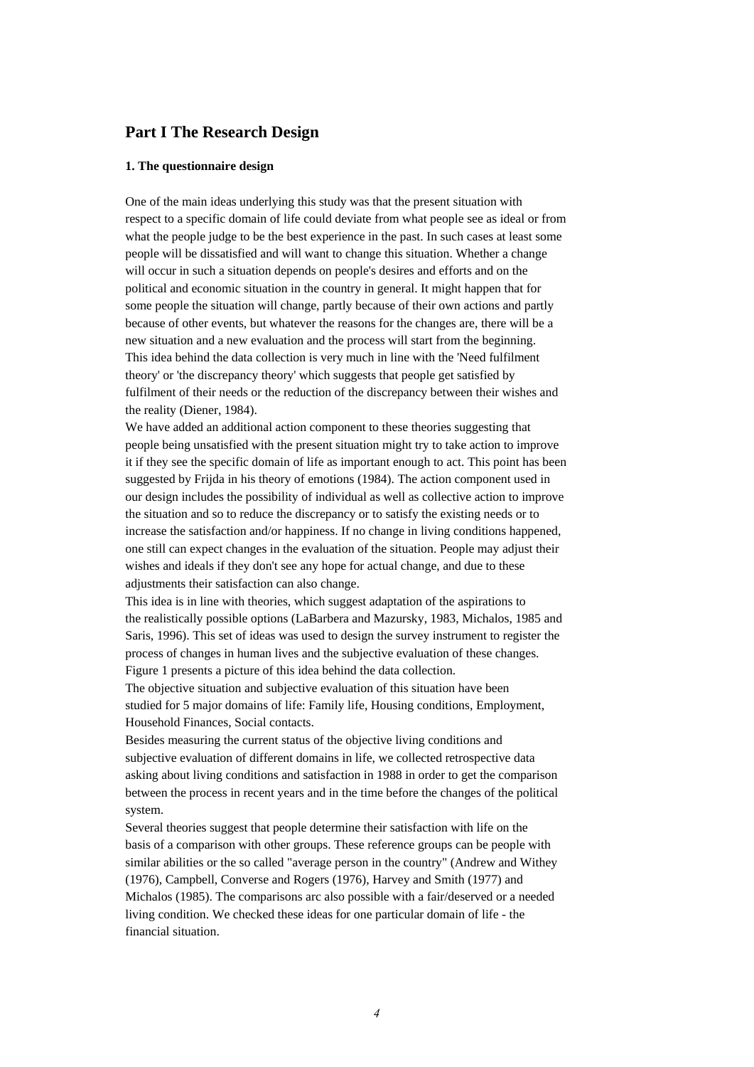## Part I The Research Design

#### 1. The questionnaire design

One of the main ideas underlying this study was that the present situation with respect to a specific domain of life could deviate from what people see as ideal or from what the people judge to be the best experience in the past. In such cases at least some people will be dissatisfied and will want to change this situation. Whether a change will occur in such a situation depends on people's desires and efforts and on the political and economic situation in the country in general. It might happen that for some people the situation will change, partly because of their own actions and partly because of other events, but whatever the reasons for the changes are, there will be a new situation and a new evaluation and the process will start from the beginning. This idea behind the data collection is very much in line with the 'Need fulfilment theory' or 'the discrepancy theory' which suggests that people get satisfied by fulfilment of their needs or the reduction of the discrepancy between their wishes and the reality (Diener, 1984).

We have added an additional action component to these theories suggesting that people being unsatisfied with the present situation might try to take action to improve it if they see the specific domain of life as important enough to act. This point has been suggested by Frijda in his theory of emotions (1984). The action component used in our design includes the possibility of individual as well as collective action to improve the situation and so to reduce the discrepancy or to satisfy the existing needs or to increase the satisfaction and/or happiness. If no change in living conditions happened, one still can expect changes in the evaluation of the situation. People may adjust their wishes and ideals if they don't see any hope for actual change, and due to these adjustments their satisfaction can also change.

This idea is in line with theories, which suggest adaptation of the aspirations to the realistically possible options (LaBarbera and Mazursky, 1983, Michalos, 1985 and Saris, 1996). This set of ideas was used to design the survey instrument to register the process of changes in human lives and the subjective evaluation of these changes. Figure 1 presents a picture of this idea behind the data collection.

The objective situation and subjective evaluation of this situation have been studied for 5 major domains of life: Family life, Housing conditions, Employment, Household Finances, Social contacts.

Besides measuring the current status of the objective living conditions and subjective evaluation of different domains in life, we collected retrospective data asking about living conditions and satisfaction in 1988 in order to get the comparison between the process in recent years and in the time before the changes of the political system.

Several theories suggest that people determine their satisfaction with life on the basis of a comparison with other groups. These reference groups can be people with similar abilities or the so called "average person in the country" (Andrew and Withey (1976), Campbell, Converse and Rogers (1976), Harvey and Smith (1977) and Michalos (1985). The comparisons arc also possible with a fair/deserved or a needed living condition. We checked these ideas for one particular domain of life - the financial situation.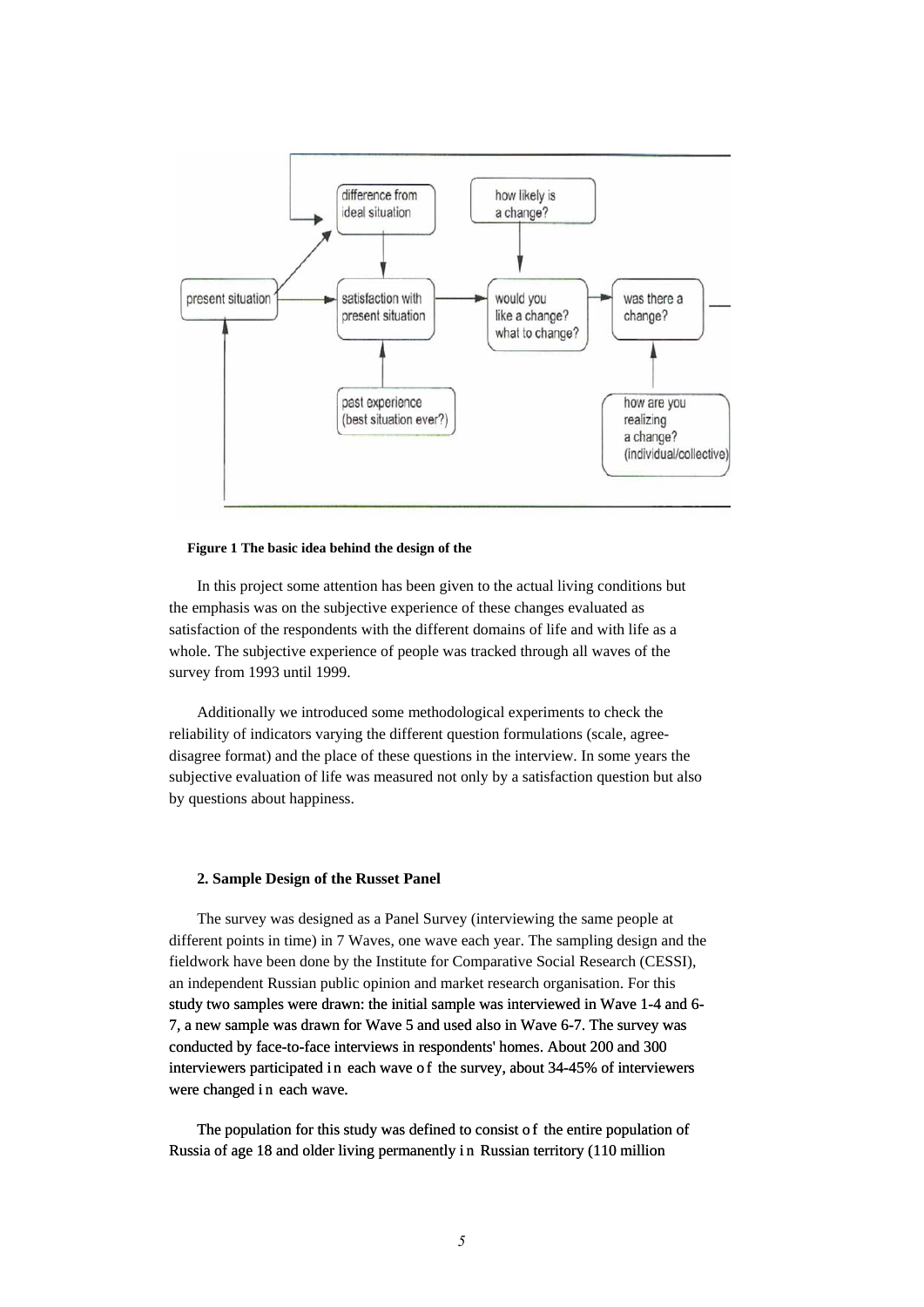**Figure 1 The basic idea behind the design of the**

In this project some attention has been given to the actual living conditions but the emphasis was on the subjective experience of these changes evaluated as satisfaction of the respondents with the different domains of life and with life as a whole. The subjective experience of people was tracked through all waves of the survey from 1993 until 1999.

Additionally we introduced some methodological experiments to check the reliability of indicators varying the different question formulations (scale, agree-disagree format) and the place of these questions in the interview. In some years the subjective evaluation of life was measured not only by a satisfaction question but also by questions about happiness.

## 2. Sample Design of the Russet Panel

The survey was designed as a Panel Survey (interviewing the same people at different points in time) in 7 Waves, one wave each year. The sampling design and the fieldwork have been done by the Institute for Comparative Social Research (CESSI), an independent Russian public opinion and market research organisation. For this study two samples were drawn: the initial sample was interviewed in Wave 1-4 and 6-7, a new sample was drawn for Wave 5 and used also in Wave 6-7. The survey was conducted by face-to-face interviews in respondents' homes. About 200 and 300 interviewers participated in each wave of the survey, about 34-45% of interviewers were changed in each wave.

The population for this study was defined to consist of the entire population of Russia of age 18 and older living permanently in Russian territory (110 million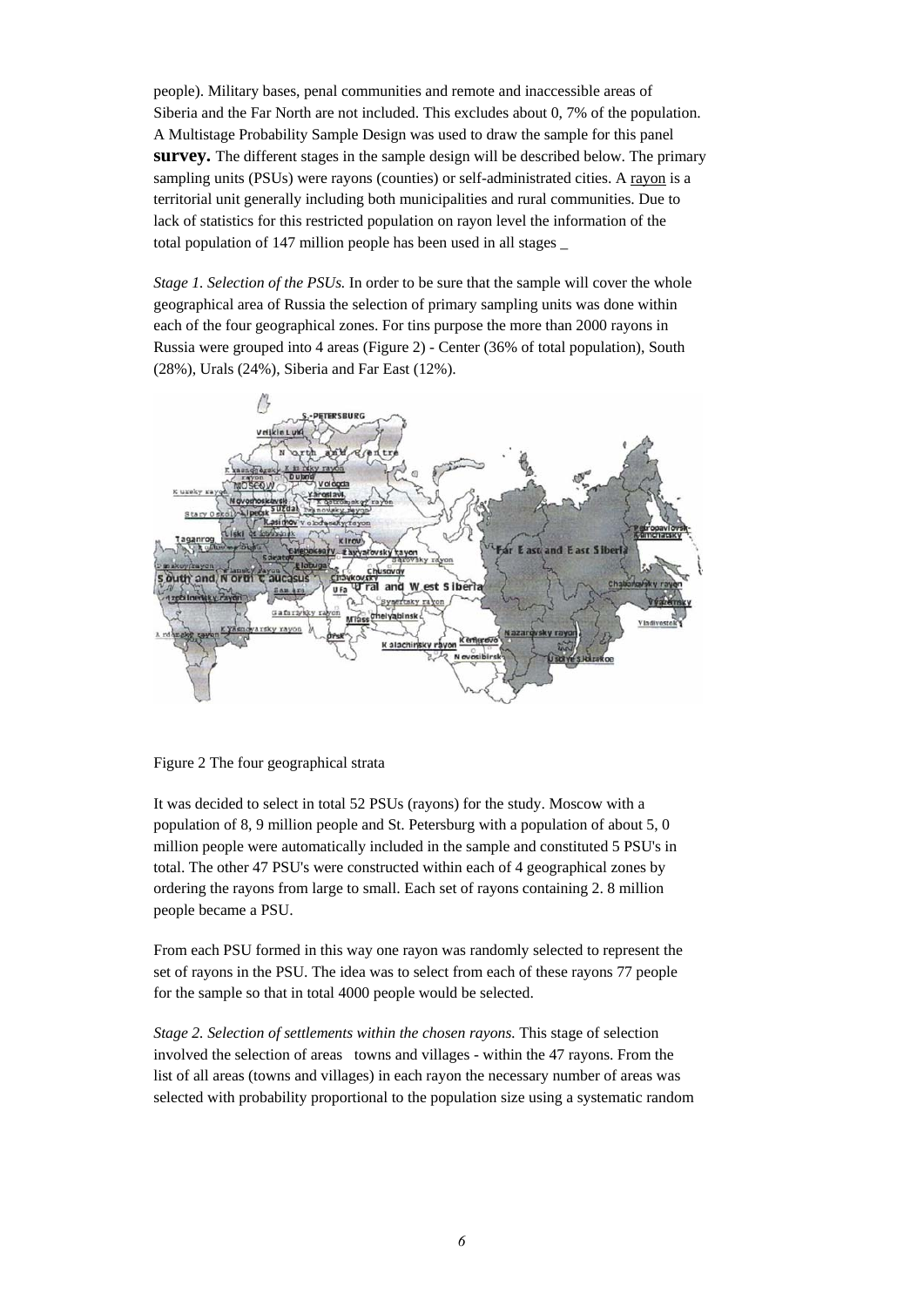people). Military bases, penal communities and remote and inaccessible areas of Siberia and the Far North are not included. This excludes about 0, 7% of the population. A Multistage Probability Sample Design was used to draw the sample for this panel **survey.** The different stages in the sample design will be described below. The primary sampling units (PSUs) were rayons (counties) or self-administrated cities. A rayon is a territorial unit generally including both municipalities and rural communities. Due to lack of statistics for this restricted population on rayon level the information of the total population of 147 million people has been used in all stages _

*Stage 1. Selection of the PSUs.* In order to be sure that the sample will cover the whole geographical area of Russia the selection of primary sampling units was done within each of the four geographical zones. For tins purpose the more than 2000 rayons in Russia were grouped into 4 areas (Figure 2) - Center (36% of total population), South (28%), Urals (24%), Siberia and Far East (12%).

Figure 2 The four geographical strata

It was decided to select in total 52 PSUs (rayons) for the study. Moscow with a population of 8, 9 million people and St. Petersburg with a population of about 5, 0 million people were automatically included in the sample and constituted 5 PSU's in total. The other 47 PSU's were constructed within each of 4 geographical zones by ordering the rayons from large to small. Each set of rayons containing 2. 8 million people became a PSU.

From each PSU formed in this way one rayon was randomly selected to represent the set of rayons in the PSU. The idea was to select from each of these rayons 77 people for the sample so that in total 4000 people would be selected.

*Stage 2. Selection of settlements within the chosen rayons.* This stage of selection involved the selection of areas towns and villages - within the 47 rayons. From the list of all areas (towns and villages) in each rayon the necessary number of areas was selected with probability proportional to the population size using a systematic random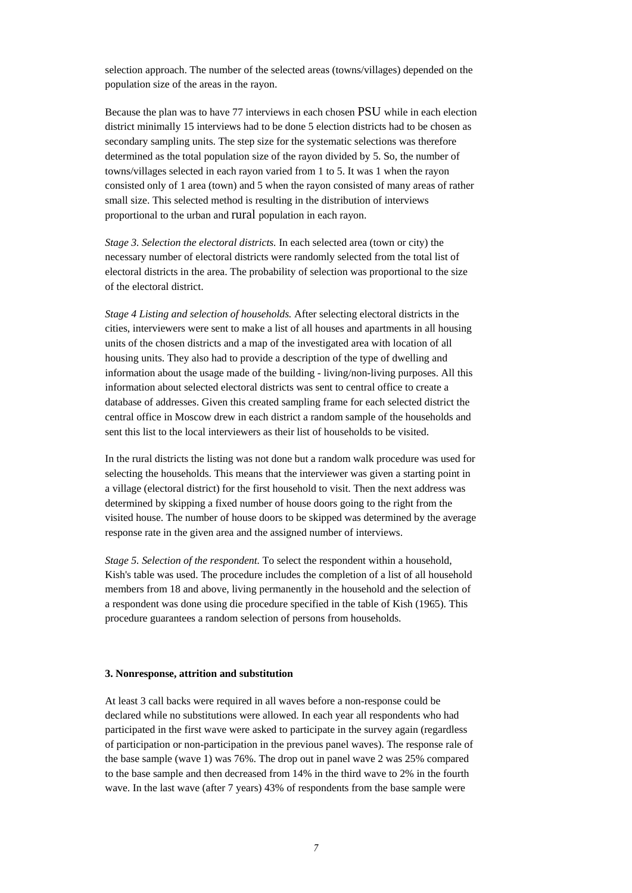selection approach. The number of the selected areas (towns/villages) depended on the population size of the areas in the rayon.

Because the plan was to have 77 interviews in each chosen PSU while in each election district minimally 15 interviews had to be done 5 election districts had to be chosen as secondary sampling units. The step size for the systematic selections was therefore determined as the total population size of the rayon divided by 5. So, the number of towns/villages selected in each rayon varied from 1 to 5. It was 1 when the rayon consisted only of 1 area (town) and 5 when the rayon consisted of many areas of rather small size. This selected method is resulting in the distribution of interviews proportional to the urban and rural population in each rayon.

*Stage 3. Selection the electoral districts.* In each selected area (town or city) the necessary number of electoral districts were randomly selected from the total list of electoral districts in the area. The probability of selection was proportional to the size of the electoral district.

*Stage 4 Listing and selection of households.* After selecting electoral districts in the cities, interviewers were sent to make a list of all houses and apartments in all housing units of the chosen districts and a map of the investigated area with location of all housing units. They also had to provide a description of the type of dwelling and information about the usage made of the building - living/non-living purposes. All this information about selected electoral districts was sent to central office to create a database of addresses. Given this created sampling frame for each selected district the central office in Moscow drew in each district a random sample of the households and sent this list to the local interviewers as their list of households to be visited.

In the rural districts the listing was not done but a random walk procedure was used for selecting the households. This means that the interviewer was given a starting point in a village (electoral district) for the first household to visit. Then the next address was determined by skipping a fixed number of house doors going to the right from the visited house. The number of house doors to be skipped was determined by the average response rate in the given area and the assigned number of interviews.

*Stage 5. Selection of the respondent.* To select the respondent within a household, Kish's table was used. The procedure includes the completion of a list of all household members from 18 and above, living permanently in the household and the selection of a respondent was done using die procedure specified in the table of Kish (1965). This procedure guarantees a random selection of persons from households.

### 3. Nonresponse, attrition and substitution

At least 3 call backs were required in all waves before a non-response could be declared while no substitutions were allowed. In each year all respondents who had participated in the first wave were asked to participate in the survey again (regardless of participation or non-participation in the previous panel waves). The response rale of the base sample (wave 1) was 76%. The drop out in panel wave 2 was 25% compared to the base sample and then decreased from 14% in the third wave to 2% in the fourth wave. In the last wave (after 7 years) 43% of respondents from the base sample were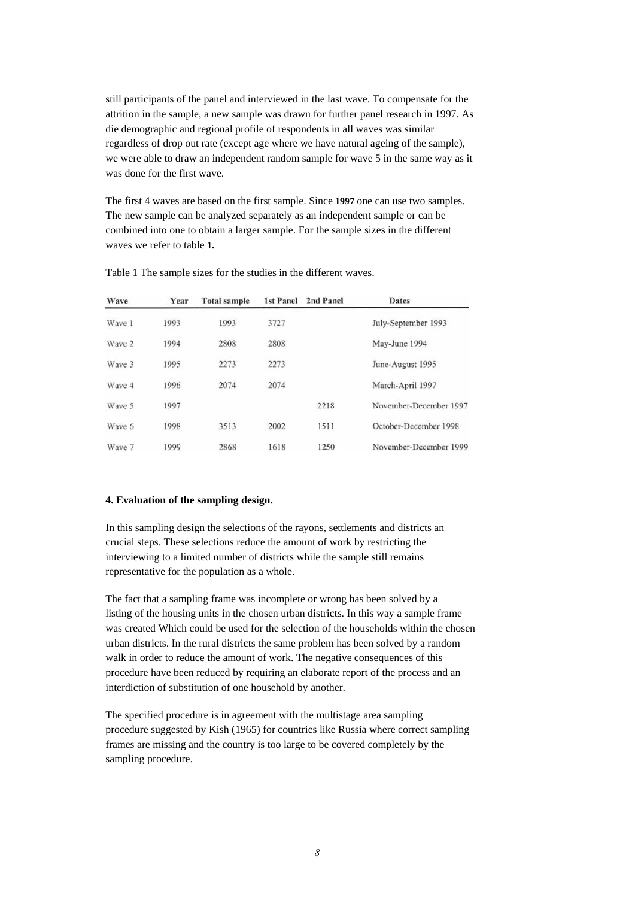still participants of the panel and interviewed in the last wave. To compensate for the attrition in the sample, a new sample was drawn for further panel research in 1997. As die demographic and regional profile of respondents in all waves was similar regardless of drop out rate (except age where we have natural ageing of the sample), we were able to draw an independent random sample for wave 5 in the same way as it was done for the first wave.

The first 4 waves are based on the first sample. Since **1997** one can use two samples. The new sample can be analyzed separately as an independent sample or can be combined into one to obtain a larger sample. For the sample sizes in the different waves we refer to table **1.**

Table 1 The sample sizes for the studies in the different waves.

| Wave | Year | Total sample | 1st Panel | 2nd Panel | Dates |
|---|---|---|---|---|---|
| Wave 1 | 1993 | 1993 | 3727 | | July-September 1993 |
| Wave 2 | 1994 | 2808 | 2808 | | May-June 1994 |
| Wave 3 | 1995 | 2273 | 2273 | | June-August 1995 |
| Wave 4 | 1996 | 2074 | 2074 | | March-April 1997 |
| Wave 5 | 1997 | | | 2218 | November-December 1997 |
| Wave 6 | 1998 | 3513 | 2002 | 1511 | October-December 1998 |
| Wave 7 | 1999 | 2868 | 1618 | 1250 | November-December 1999 |

**4. Evaluation of the sampling design.**

In this sampling design the selections of the rayons, settlements and districts an crucial steps. These selections reduce the amount of work by restricting the interviewing to a limited number of districts while the sample still remains representative for the population as a whole.

The fact that a sampling frame was incomplete or wrong has been solved by a listing of the housing units in the chosen urban districts. In this way a sample frame was created Which could be used for the selection of the households within the chosen urban districts. In the rural districts the same problem has been solved by a random walk in order to reduce the amount of work. The negative consequences of this procedure have been reduced by requiring an elaborate report of the process and an interdiction of substitution of one household by another.

The specified procedure is in agreement with the multistage area sampling procedure suggested by Kish (1965) for countries like Russia where correct sampling frames are missing and the country is too large to be covered completely by the sampling procedure.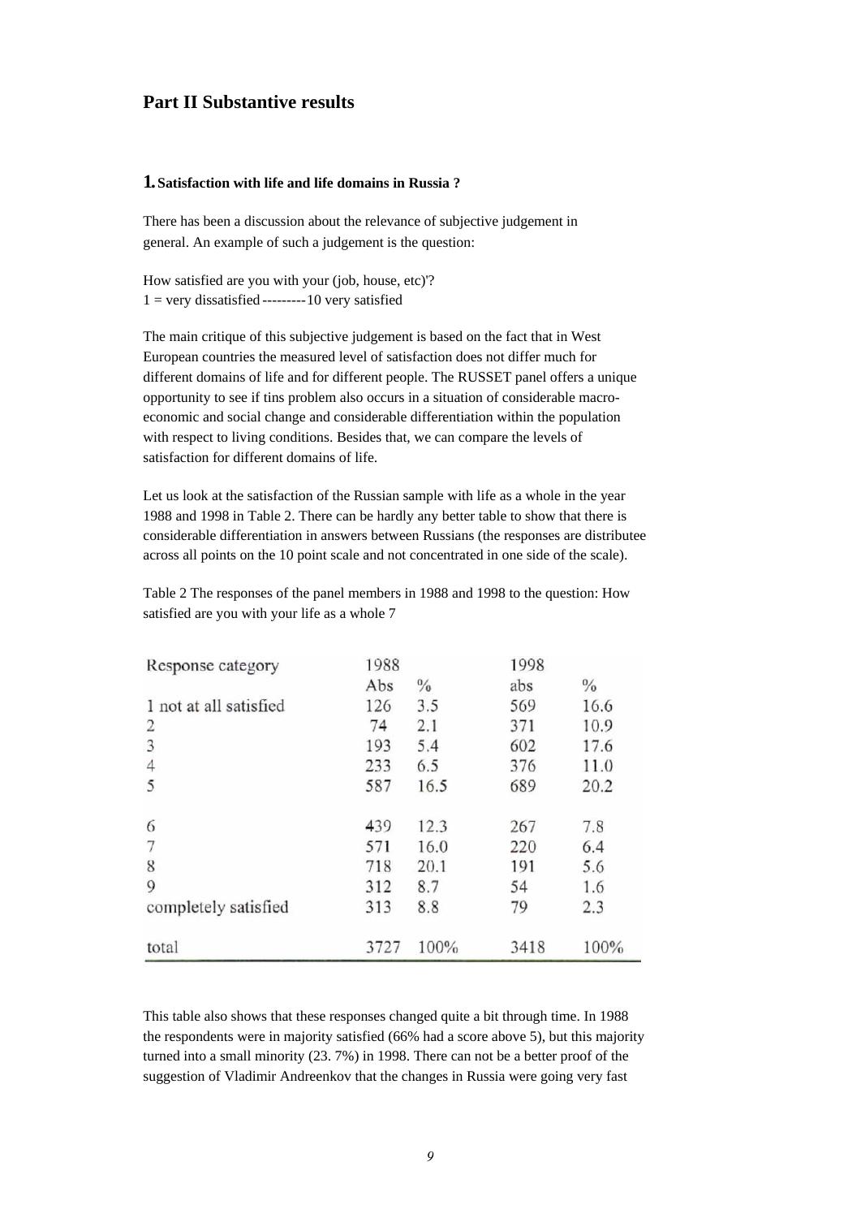## Part II Substantive results

### 1. Satisfaction with life and life domains in Russia ?

There has been a discussion about the relevance of subjective judgement in general. An example of such a judgement is the question:

How satisfied are you with your (job, house, etc)'?
1 = very dissatisfied---------10 very satisfied

The main critique of this subjective judgement is based on the fact that in West European countries the measured level of satisfaction does not differ much for different domains of life and for different people. The RUSSET panel offers a unique opportunity to see if tins problem also occurs in a situation of considerable macro-economic and social change and considerable differentiation within the population with respect to living conditions. Besides that, we can compare the levels of satisfaction for different domains of life.

Let us look at the satisfaction of the Russian sample with life as a whole in the year 1988 and 1998 in Table 2. There can be hardly any better table to show that there is considerable differentiation in answers between Russians (the responses are distributee across all points on the 10 point scale and not concentrated in one side of the scale).

Table 2 The responses of the panel members in 1988 and 1998 to the question: How satisfied are you with your life as a whole 7

| Response category | 1988 | | 1998 | |
|---|---|---|---|---|
| | Abs | % | abs | % |
| 1 not at all satisfied | 126 | 3.5 | 569 | 16.6 |
| 2 | 74 | 2.1 | 371 | 10.9 |
| 3 | 193 | 5.4 | 602 | 17.6 |
| 4 | 233 | 6.5 | 376 | 11.0 |
| 5 | 587 | 16.5 | 689 | 20.2 |
| 6 | 439 | 12.3 | 267 | 7.8 |
| 7 | 571 | 16.0 | 220 | 6.4 |
| 8 | 718 | 20.1 | 191 | 5.6 |
| 9 | 312 | 8.7 | 54 | 1.6 |
| completely satisfied | 313 | 8.8 | 79 | 2.3 |
| total | 3727 | 100% | 3418 | 100% |

This table also shows that these responses changed quite a bit through time. In 1988 the respondents were in majority satisfied (66% had a score above 5), but this majority turned into a small minority (23. 7%) in 1998. There can not be a better proof of the suggestion of Vladimir Andreenkov that the changes in Russia were going very fast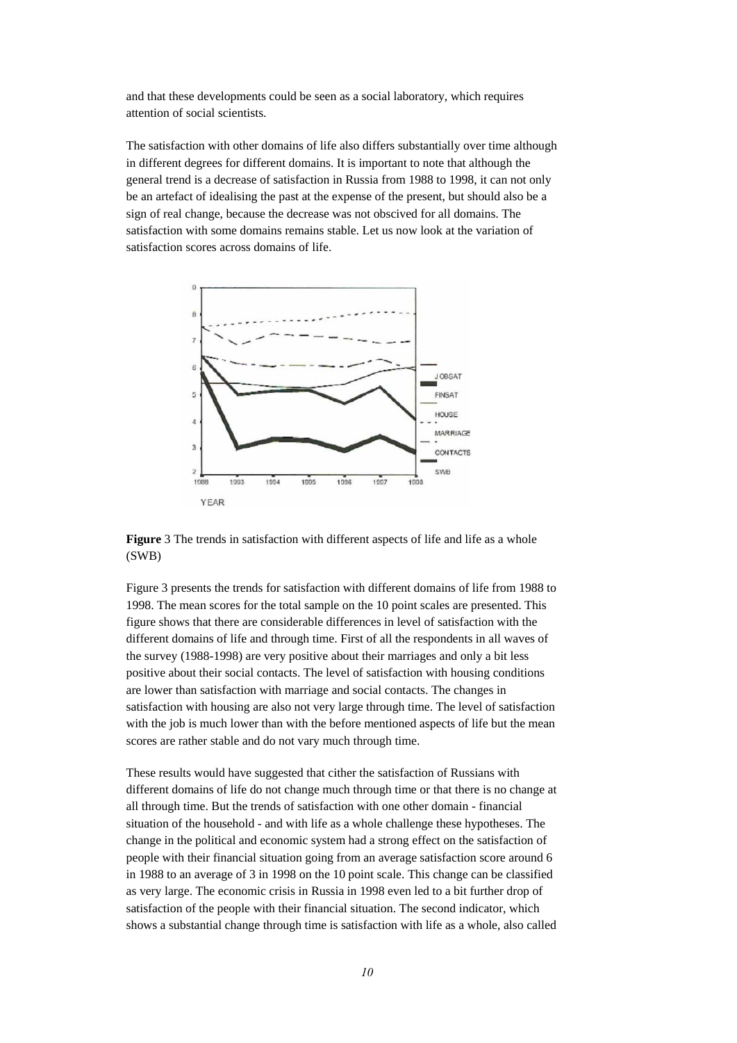and that these developments could be seen as a social laboratory, which requires attention of social scientists.

The satisfaction with other domains of life also differs substantially over time although in different degrees for different domains. It is important to note that although the general trend is a decrease of satisfaction in Russia from 1988 to 1998, it can not only be an artefact of idealising the past at the expense of the present, but should also be a sign of real change, because the decrease was not obscived for all domains. The satisfaction with some domains remains stable. Let us now look at the variation of satisfaction scores across domains of life.

**Figure** 3 The trends in satisfaction with different aspects of life and life as a whole (SWB)

Figure 3 presents the trends for satisfaction with different domains of life from 1988 to 1998. The mean scores for the total sample on the 10 point scales are presented. This figure shows that there are considerable differences in level of satisfaction with the different domains of life and through time. First of all the respondents in all waves of the survey (1988-1998) are very positive about their marriages and only a bit less positive about their social contacts. The level of satisfaction with housing conditions are lower than satisfaction with marriage and social contacts. The changes in satisfaction with housing are also not very large through time. The level of satisfaction with the job is much lower than with the before mentioned aspects of life but the mean scores are rather stable and do not vary much through time.

These results would have suggested that cither the satisfaction of Russians with different domains of life do not change much through time or that there is no change at all through time. But the trends of satisfaction with one other domain - financial situation of the household - and with life as a whole challenge these hypotheses. The change in the political and economic system had a strong effect on the satisfaction of people with their financial situation going from an average satisfaction score around 6 in 1988 to an average of 3 in 1998 on the 10 point scale. This change can be classified as very large. The economic crisis in Russia in 1998 even led to a bit further drop of satisfaction of the people with their financial situation. The second indicator, which shows a substantial change through time is satisfaction with life as a whole, also called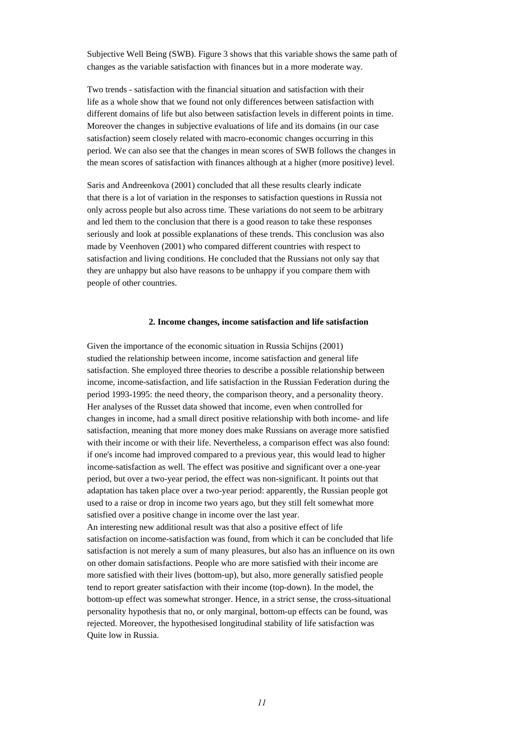Subjective Well Being (SWB). Figure 3 shows that this variable shows the same path of changes as the variable satisfaction with finances but in a more moderate way.

Two trends - satisfaction with the financial situation and satisfaction with their life as a whole show that we found not only differences between satisfaction with different domains of life but also between satisfaction levels in different points in time. Moreover the changes in subjective evaluations of life and its domains (in our case satisfaction) seem closely related with macro-economic changes occurring in this period. We can also see that the changes in mean scores of SWB follows the changes in the mean scores of satisfaction with finances although at a higher (more positive) level.

Saris and Andreenkova (2001) concluded that all these results clearly indicate that there is a lot of variation in the responses to satisfaction questions in Russia not only across people but also across time. These variations do not seem to be arbitrary and led them to the conclusion that there is a good reason to take these responses seriously and look at possible explanations of these trends. This conclusion was also made by Veenhoven (2001) who compared different countries with respect to satisfaction and living conditions. He concluded that the Russians not only say that they are unhappy but also have reasons to be unhappy if you compare them with people of other countries.

## 2. Income changes, income satisfaction and life satisfaction

Given the importance of the economic situation in Russia Schijns (2001) studied the relationship between income, income satisfaction and general life satisfaction. She employed three theories to describe a possible relationship between income, income-satisfaction, and life satisfaction in the Russian Federation during the period 1993-1995: the need theory, the comparison theory, and a personality theory. Her analyses of the Russet data showed that income, even when controlled for changes in income, had a small direct positive relationship with both income- and life satisfaction, meaning that more money does make Russians on average more satisfied with their income or with their life. Nevertheless, a comparison effect was also found: if one's income had improved compared to a previous year, this would lead to higher income-satisfaction as well. The effect was positive and significant over a one-year period, but over a two-year period, the effect was non-significant. It points out that adaptation has taken place over a two-year period: apparently, the Russian people got used to a raise or drop in income two years ago, but they still felt somewhat more satisfied over a positive change in income over the last year.
An interesting new additional result was that also a positive effect of life satisfaction on income-satisfaction was found, from which it can be concluded that life satisfaction is not merely a sum of many pleasures, but also has an influence on its own on other domain satisfactions. People who are more satisfied with their income are more satisfied with their lives (bottom-up), but also, more generally satisfied people tend to report greater satisfaction with their income (top-down). In the model, the bottom-up effect was somewhat stronger. Hence, in a strict sense, the cross-situational personality hypothesis that no, or only marginal, bottom-up effects can be found, was rejected. Moreover, the hypothesised longitudinal stability of life satisfaction was Quite low in Russia.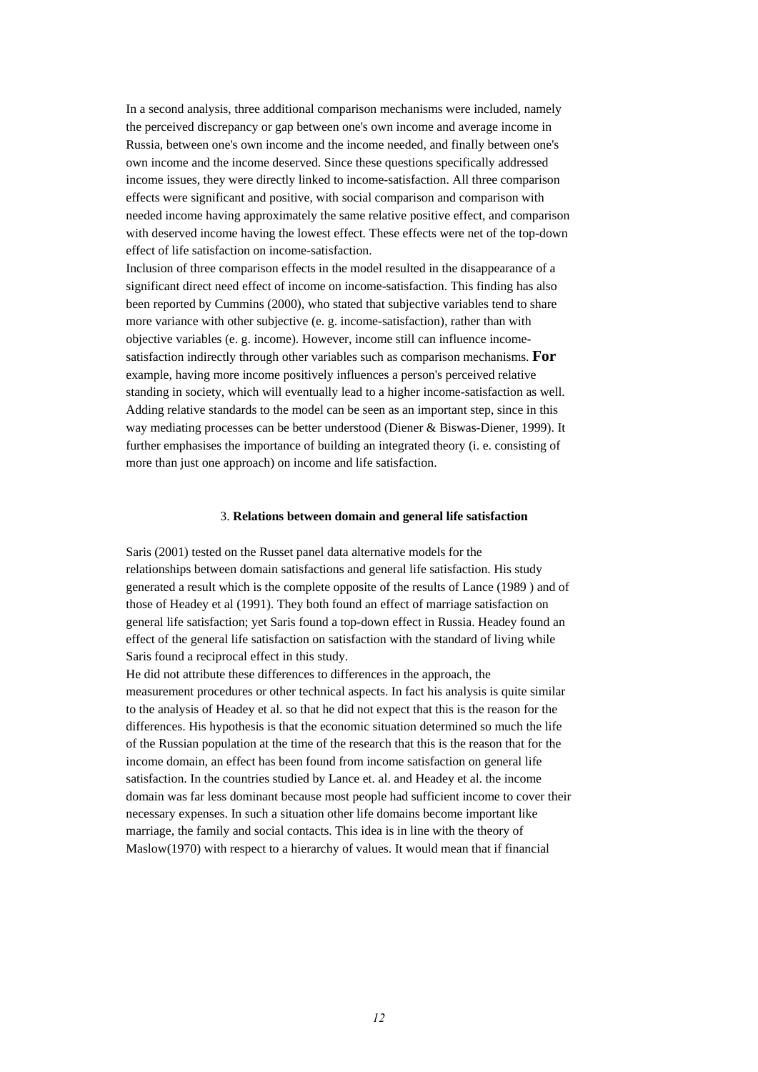In a second analysis, three additional comparison mechanisms were included, namely the perceived discrepancy or gap between one's own income and average income in Russia, between one's own income and the income needed, and finally between one's own income and the income deserved. Since these questions specifically addressed income issues, they were directly linked to income-satisfaction. All three comparison effects were significant and positive, with social comparison and comparison with needed income having approximately the same relative positive effect, and comparison with deserved income having the lowest effect. These effects were net of the top-down effect of life satisfaction on income-satisfaction.

Inclusion of three comparison effects in the model resulted in the disappearance of a significant direct need effect of income on income-satisfaction. This finding has also been reported by Cummins (2000), who stated that subjective variables tend to share more variance with other subjective (e. g. income-satisfaction), rather than with objective variables (e. g. income). However, income still can influence income-satisfaction indirectly through other variables such as comparison mechanisms. **For** example, having more income positively influences a person's perceived relative standing in society, which will eventually lead to a higher income-satisfaction as well. Adding relative standards to the model can be seen as an important step, since in this way mediating processes can be better understood (Diener & Biswas-Diener, 1999). It further emphasises the importance of building an integrated theory (i. e. consisting of more than just one approach) on income and life satisfaction.

## 3. Relations between domain and general life satisfaction

Saris (2001) tested on the Russet panel data alternative models for the relationships between domain satisfactions and general life satisfaction. His study generated a result which is the complete opposite of the results of Lance (1989 ) and of those of Headey et al (1991). They both found an effect of marriage satisfaction on general life satisfaction; yet Saris found a top-down effect in Russia. Headey found an effect of the general life satisfaction on satisfaction with the standard of living while Saris found a reciprocal effect in this study.

He did not attribute these differences to differences in the approach, the measurement procedures or other technical aspects. In fact his analysis is quite similar to the analysis of Headey et al. so that he did not expect that this is the reason for the differences. His hypothesis is that the economic situation determined so much the life of the Russian population at the time of the research that this is the reason that for the income domain, an effect has been found from income satisfaction on general life satisfaction. In the countries studied by Lance et. al. and Headey et al. the income domain was far less dominant because most people had sufficient income to cover their necessary expenses. In such a situation other life domains become important like marriage, the family and social contacts. This idea is in line with the theory of Maslow(1970) with respect to a hierarchy of values. It would mean that if financial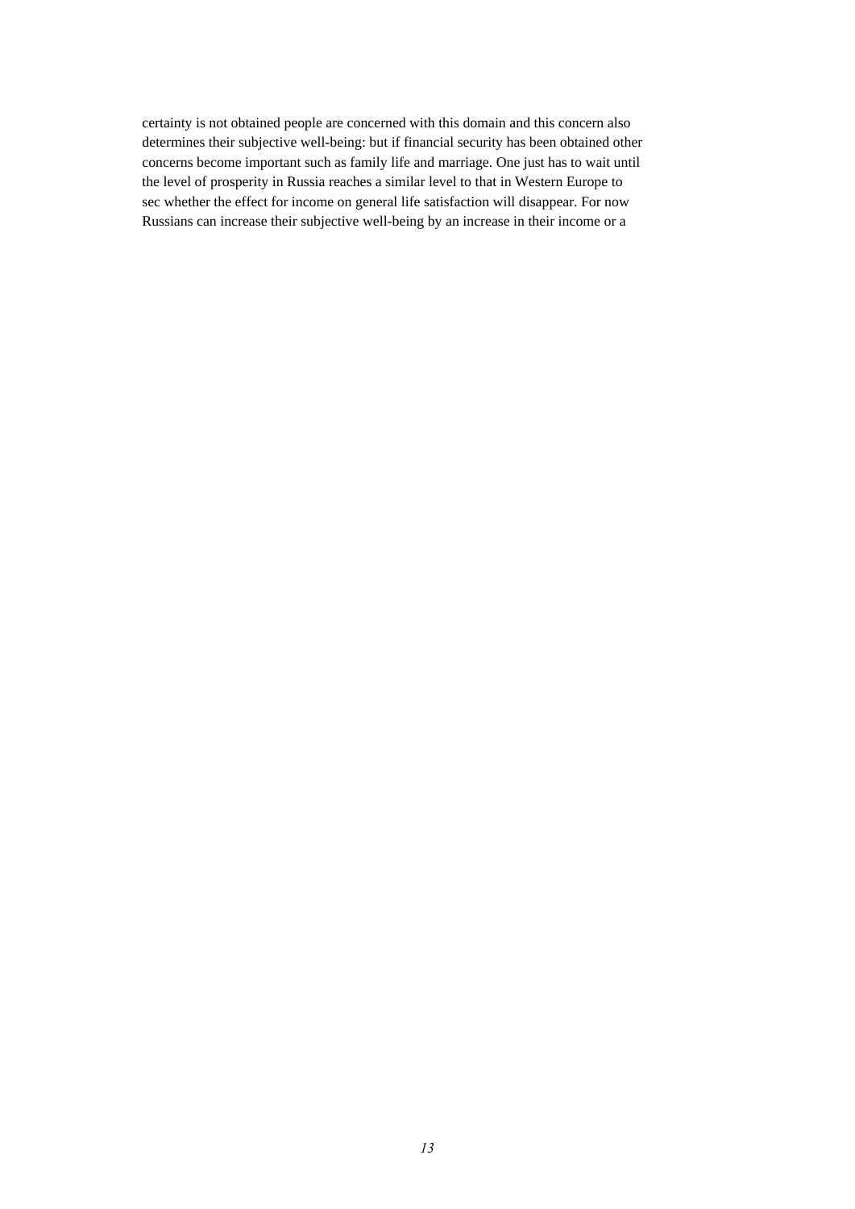certainty is not obtained people are concerned with this domain and this concern also determines their subjective well-being: but if financial security has been obtained other concerns become important such as family life and marriage. One just has to wait until the level of prosperity in Russia reaches a similar level to that in Western Europe to sec whether the effect for income on general life satisfaction will disappear. For now Russians can increase their subjective well-being by an increase in their income or a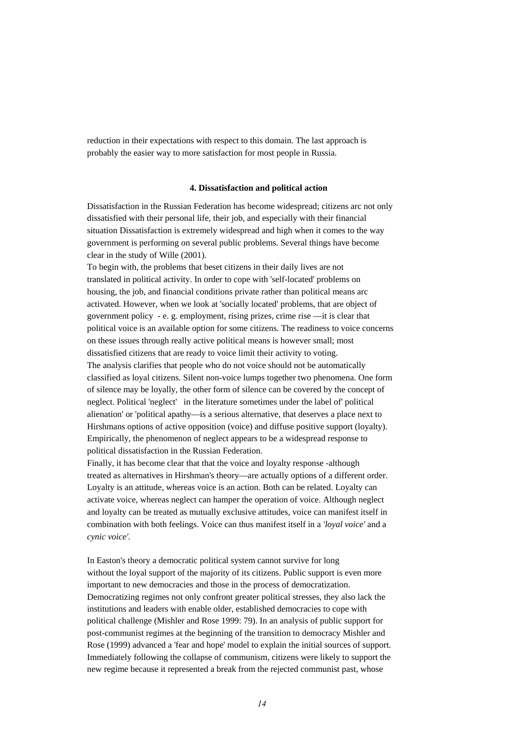reduction in their expectations with respect to this domain. The last approach is probably the easier way to more satisfaction for most people in Russia.

## 4. Dissatisfaction and political action

Dissatisfaction in the Russian Federation has become widespread; citizens arc not only dissatisfied with their personal life, their job, and especially with their financial situation Dissatisfaction is extremely widespread and high when it comes to the way government is performing on several public problems. Several things have become clear in the study of Wille (2001).

To begin with, the problems that beset citizens in their daily lives are not translated in political activity. In order to cope with 'self-located' problems on housing, the job, and financial conditions private rather than political means arc activated. However, when we look at 'socially located' problems, that are object of government policy - e. g. employment, rising prizes, crime rise —it is clear that political voice is an available option for some citizens. The readiness to voice concerns on these issues through really active political means is however small; most dissatisfied citizens that are ready to voice limit their activity to voting.

The analysis clarifies that people who do not voice should not be automatically classified as loyal citizens. Silent non-voice lumps together two phenomena. One form of silence may be loyally, the other form of silence can be covered by the concept of neglect. Political 'neglect' in the literature sometimes under the label of' political alienation' or 'political apathy—is a serious alternative, that deserves a place next to Hirshmans options of active opposition (voice) and diffuse positive support (loyalty). Empirically, the phenomenon of neglect appears to be a widespread response to political dissatisfaction in the Russian Federation.

Finally, it has become clear that that the voice and loyalty response -although treated as alternatives in Hirshman's theory—are actually options of a different order. Loyalty is an attitude, whereas voice is an action. Both can be related. Loyalty can activate voice, whereas neglect can hamper the operation of voice. Although neglect and loyalty can be treated as mutually exclusive attitudes, voice can manifest itself in combination with both feelings. Voice can thus manifest itself in a *'loyal voice'* and a *cynic voice'*.

In Easton's theory a democratic political system cannot survive for long without the loyal support of the majority of its citizens. Public support is even more important to new democracies and those in the process of democratization. Democratizing regimes not only confront greater political stresses, they also lack the institutions and leaders with enable older, established democracies to cope with political challenge (Mishler and Rose 1999: 79). In an analysis of public support for post-communist regimes at the beginning of the transition to democracy Mishler and Rose (1999) advanced a 'fear and hope' model to explain the initial sources of support. Immediately following the collapse of communism, citizens were likely to support the new regime because it represented a break from the rejected communist past, whose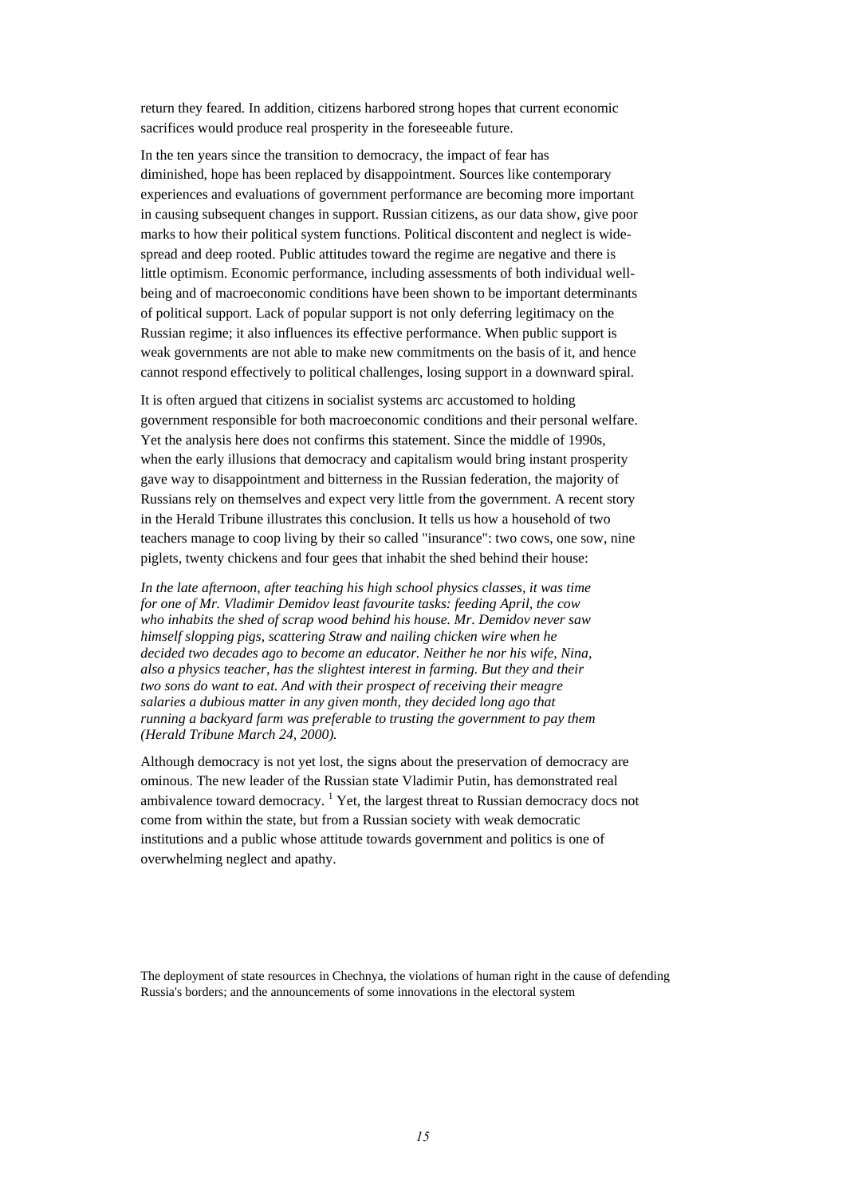return they feared. In addition, citizens harbored strong hopes that current economic sacrifices would produce real prosperity in the foreseeable future.

In the ten years since the transition to democracy, the impact of fear has diminished, hope has been replaced by disappointment. Sources like contemporary experiences and evaluations of government performance are becoming more important in causing subsequent changes in support. Russian citizens, as our data show, give poor marks to how their political system functions. Political discontent and neglect is wide-spread and deep rooted. Public attitudes toward the regime are negative and there is little optimism. Economic performance, including assessments of both individual well-being and of macroeconomic conditions have been shown to be important determinants of political support. Lack of popular support is not only deferring legitimacy on the Russian regime; it also influences its effective performance. When public support is weak governments are not able to make new commitments on the basis of it, and hence cannot respond effectively to political challenges, losing support in a downward spiral.

It is often argued that citizens in socialist systems arc accustomed to holding government responsible for both macroeconomic conditions and their personal welfare. Yet the analysis here does not confirms this statement. Since the middle of 1990s, when the early illusions that democracy and capitalism would bring instant prosperity gave way to disappointment and bitterness in the Russian federation, the majority of Russians rely on themselves and expect very little from the government. A recent story in the Herald Tribune illustrates this conclusion. It tells us how a household of two teachers manage to coop living by their so called "insurance": two cows, one sow, nine piglets, twenty chickens and four gees that inhabit the shed behind their house:

*In the late afternoon, after teaching his high school physics classes, it was time for one of Mr. Vladimir Demidov least favourite tasks: feeding April, the cow who inhabits the shed of scrap wood behind his house. Mr. Demidov never saw himself slopping pigs, scattering Straw and nailing chicken wire when he decided two decades ago to become an educator. Neither he nor his wife, Nina, also a physics teacher, has the slightest interest in farming. But they and their two sons do want to eat. And with their prospect of receiving their meagre salaries a dubious matter in any given month, they decided long ago that running a backyard farm was preferable to trusting the government to pay them (Herald Tribune March 24, 2000).*

Although democracy is not yet lost, the signs about the preservation of democracy are ominous. The new leader of the Russian state Vladimir Putin, has demonstrated real ambivalence toward democracy. [1] Yet, the largest threat to Russian democracy docs not come from within the state, but from a Russian society with weak democratic institutions and a public whose attitude towards government and politics is one of overwhelming neglect and apathy.

The deployment of state resources in Chechnya, the violations of human right in the cause of defending Russia's borders; and the announcements of some innovations in the electoral system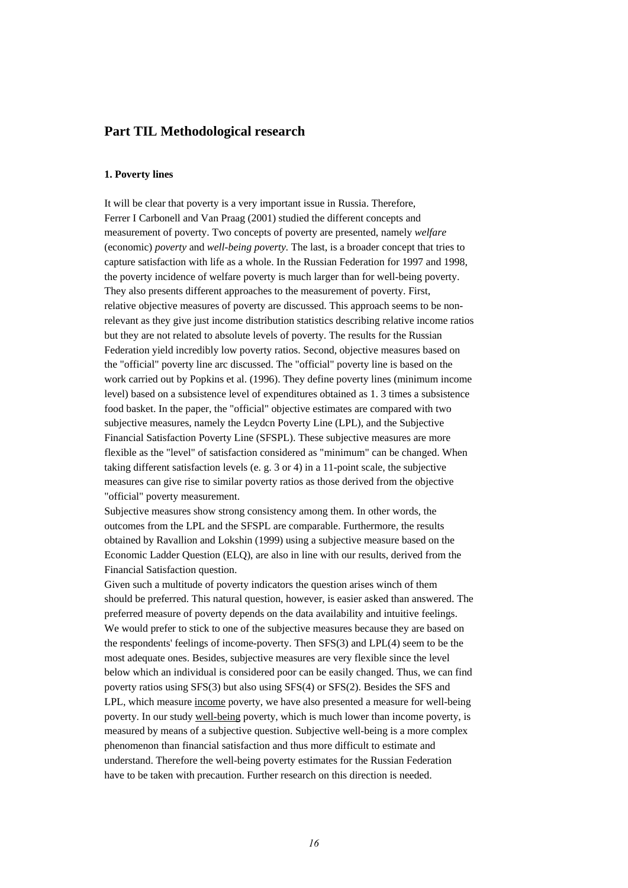## Part TIL Methodological research

### 1. Poverty lines

It will be clear that poverty is a very important issue in Russia. Therefore, Ferrer I Carbonell and Van Praag (2001) studied the different concepts and measurement of poverty. Two concepts of poverty are presented, namely *welfare* (economic) *poverty* and *well-being poverty*. The last, is a broader concept that tries to capture satisfaction with life as a whole. In the Russian Federation for 1997 and 1998, the poverty incidence of welfare poverty is much larger than for well-being poverty. They also presents different approaches to the measurement of poverty. First, relative objective measures of poverty are discussed. This approach seems to be non-relevant as they give just income distribution statistics describing relative income ratios but they are not related to absolute levels of poverty. The results for the Russian Federation yield incredibly low poverty ratios. Second, objective measures based on the "official" poverty line arc discussed. The "official" poverty line is based on the work carried out by Popkins et al. (1996). They define poverty lines (minimum income level) based on a subsistence level of expenditures obtained as 1. 3 times a subsistence food basket. In the paper, the "official" objective estimates are compared with two subjective measures, namely the Leydcn Poverty Line (LPL), and the Subjective Financial Satisfaction Poverty Line (SFSPL). These subjective measures are more flexible as the "level" of satisfaction considered as "minimum" can be changed. When taking different satisfaction levels (e. g. 3 or 4) in a 11-point scale, the subjective measures can give rise to similar poverty ratios as those derived from the objective "official" poverty measurement.

Subjective measures show strong consistency among them. In other words, the outcomes from the LPL and the SFSPL are comparable. Furthermore, the results obtained by Ravallion and Lokshin (1999) using a subjective measure based on the Economic Ladder Question (ELQ), are also in line with our results, derived from the Financial Satisfaction question.

Given such a multitude of poverty indicators the question arises winch of them should be preferred. This natural question, however, is easier asked than answered. The preferred measure of poverty depends on the data availability and intuitive feelings. We would prefer to stick to one of the subjective measures because they are based on the respondents' feelings of income-poverty. Then SFS(3) and LPL(4) seem to be the most adequate ones. Besides, subjective measures are very flexible since the level below which an individual is considered poor can be easily changed. Thus, we can find poverty ratios using SFS(3) but also using SFS(4) or SFS(2). Besides the SFS and LPL, which measure <u>income</u> poverty, we have also presented a measure for well-being poverty. In our study <u>well-being</u> poverty, which is much lower than income poverty, is measured by means of a subjective question. Subjective well-being is a more complex phenomenon than financial satisfaction and thus more difficult to estimate and understand. Therefore the well-being poverty estimates for the Russian Federation have to be taken with precaution. Further research on this direction is needed.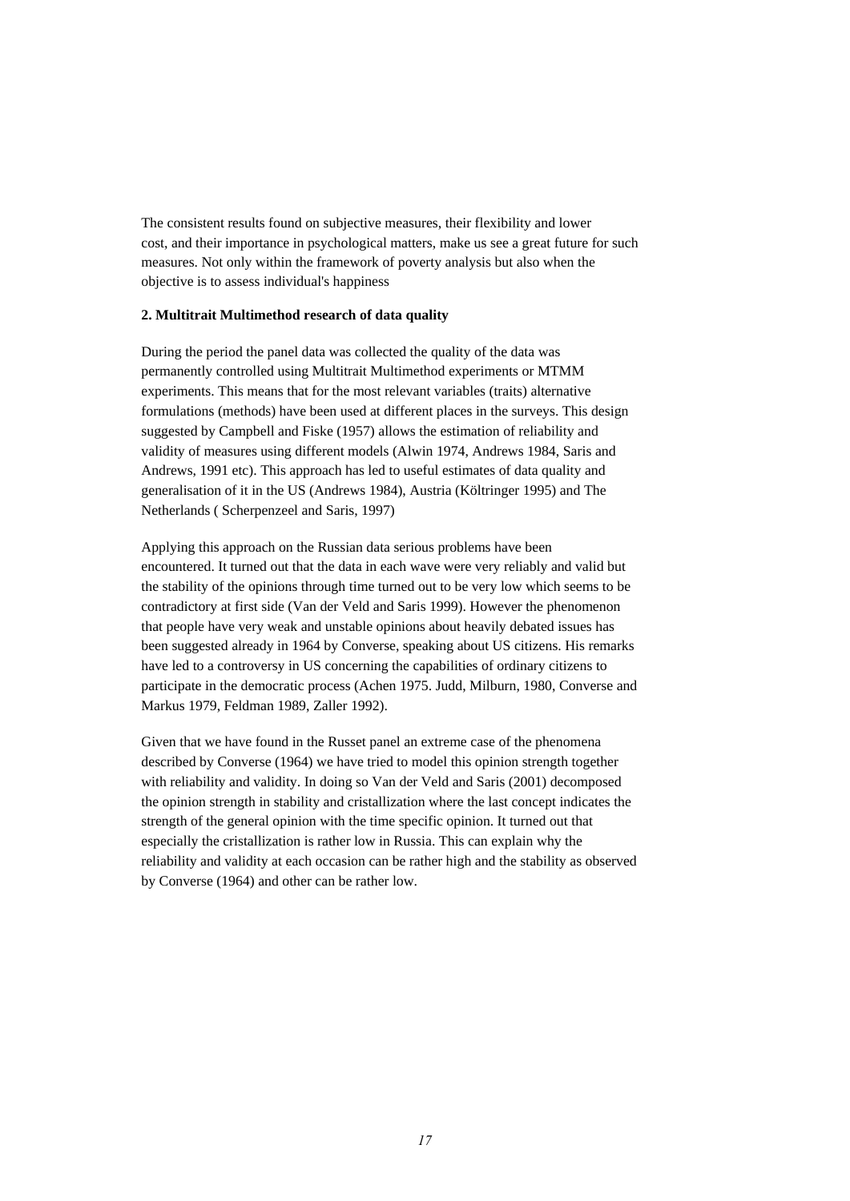The consistent results found on subjective measures, their flexibility and lower cost, and their importance in psychological matters, make us see a great future for such measures. Not only within the framework of poverty analysis but also when the objective is to assess individual's happiness

**2. Multitrait Multimethod research of data quality**

During the period the panel data was collected the quality of the data was permanently controlled using Multitrait Multimethod experiments or MTMM experiments. This means that for the most relevant variables (traits) alternative formulations (methods) have been used at different places in the surveys. This design suggested by Campbell and Fiske (1957) allows the estimation of reliability and validity of measures using different models (Alwin 1974, Andrews 1984, Saris and Andrews, 1991 etc). This approach has led to useful estimates of data quality and generalisation of it in the US (Andrews 1984), Austria (Költringer 1995) and The Netherlands ( Scherpenzeel and Saris, 1997)

Applying this approach on the Russian data serious problems have been encountered. It turned out that the data in each wave were very reliably and valid but the stability of the opinions through time turned out to be very low which seems to be contradictory at first side (Van der Veld and Saris 1999). However the phenomenon that people have very weak and unstable opinions about heavily debated issues has been suggested already in 1964 by Converse, speaking about US citizens. His remarks have led to a controversy in US concerning the capabilities of ordinary citizens to participate in the democratic process (Achen 1975. Judd, Milburn, 1980, Converse and Markus 1979, Feldman 1989, Zaller 1992).

Given that we have found in the Russet panel an extreme case of the phenomena described by Converse (1964) we have tried to model this opinion strength together with reliability and validity. In doing so Van der Veld and Saris (2001) decomposed the opinion strength in stability and cristallization where the last concept indicates the strength of the general opinion with the time specific opinion. It turned out that especially the cristallization is rather low in Russia. This can explain why the reliability and validity at each occasion can be rather high and the stability as observed by Converse (1964) and other can be rather low.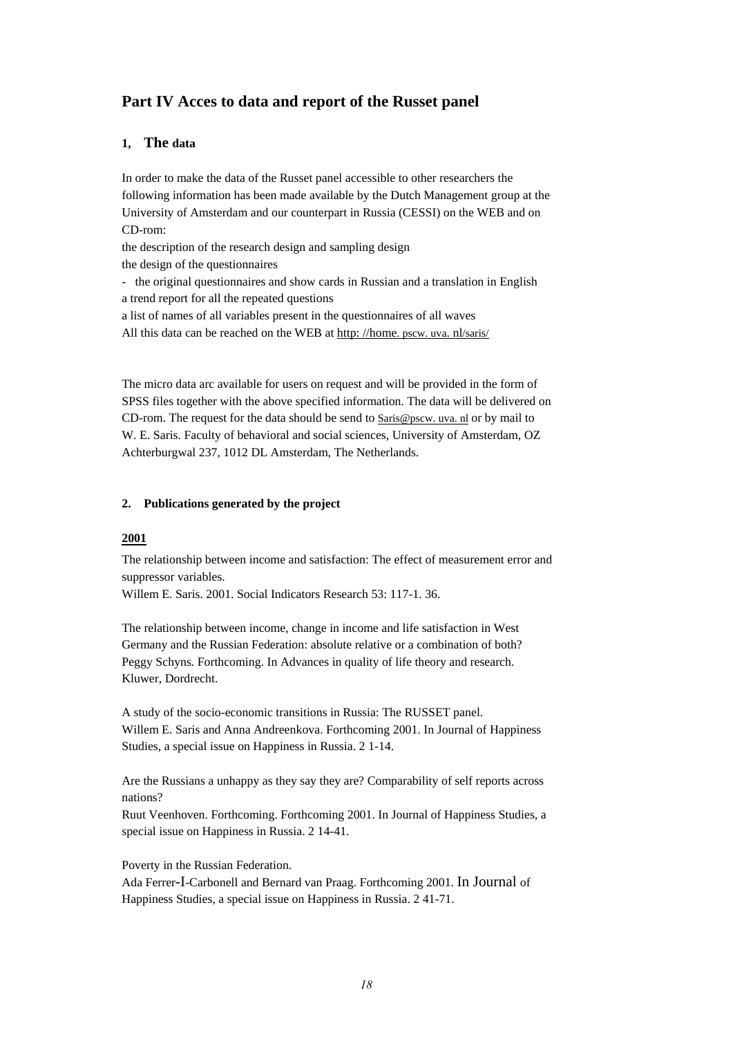## Part IV Acces to data and report of the Russet panel

### 1, The data

In order to make the data of the Russet panel accessible to other researchers the following information has been made available by the Dutch Management group at the University of Amsterdam and our counterpart in Russia (CESSI) on the WEB and on CD-rom:

the description of the research design and sampling design
the design of the questionnaires
- the original questionnaires and show cards in Russian and a translation in English
a trend report for all the repeated questions
a list of names of all variables present in the questionnaires of all waves
All this data can be reached on the WEB at http: //home. pscw. uva. nl/saris/

The micro data arc available for users on request and will be provided in the form of SPSS files together with the above specified information. The data will be delivered on CD-rom. The request for the data should be send to Saris@pscw. uva. nl or by mail to W. E. Saris. Faculty of behavioral and social sciences, University of Amsterdam, OZ Achterburgwal 237, 1012 DL Amsterdam, The Netherlands.

### 2. Publications generated by the project

**2001**

The relationship between income and satisfaction: The effect of measurement error and suppressor variables.
Willem E. Saris. 2001. Social Indicators Research 53: 117-1. 36.

The relationship between income, change in income and life satisfaction in West Germany and the Russian Federation: absolute relative or a combination of both?
Peggy Schyns. Forthcoming. In Advances in quality of life theory and research. Kluwer, Dordrecht.

A study of the socio-economic transitions in Russia: The RUSSET panel.
Willem E. Saris and Anna Andreenkova. Forthcoming 2001. In Journal of Happiness Studies, a special issue on Happiness in Russia. 2 1-14.

Are the Russians a unhappy as they say they are? Comparability of self reports across nations?
Ruut Veenhoven. Forthcoming. Forthcoming 2001. In Journal of Happiness Studies, a special issue on Happiness in Russia. 2 14-41.

Poverty in the Russian Federation.
Ada Ferrer-I-Carbonell and Bernard van Praag. Forthcoming 2001. In Journal of Happiness Studies, a special issue on Happiness in Russia. 2 41-71.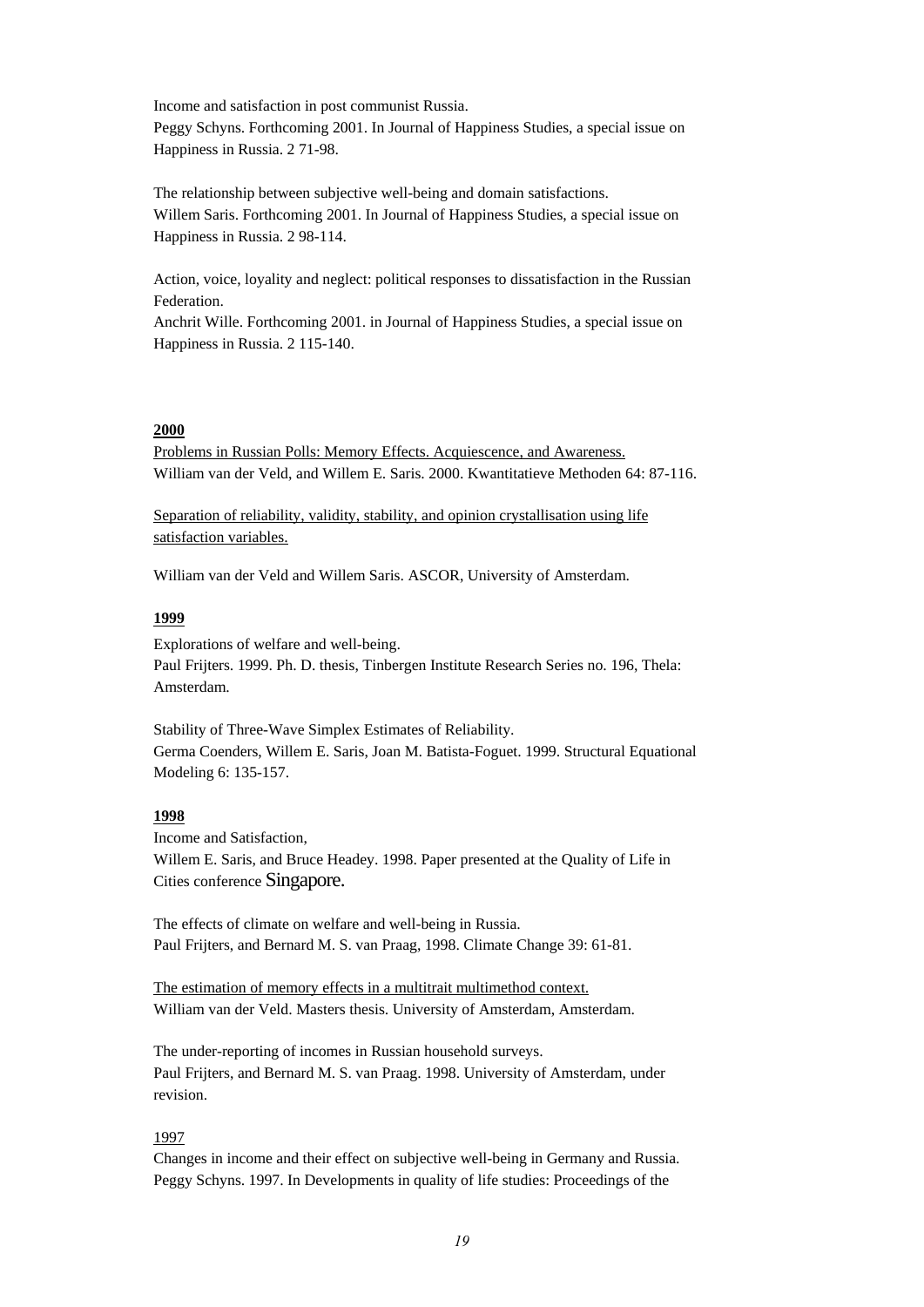Income and satisfaction in post communist Russia.
Peggy Schyns. Forthcoming 2001. In Journal of Happiness Studies, a special issue on Happiness in Russia. 2 71-98.

The relationship between subjective well-being and domain satisfactions.
Willem Saris. Forthcoming 2001. In Journal of Happiness Studies, a special issue on Happiness in Russia. 2 98-114.

Action, voice, loyality and neglect: political responses to dissatisfaction in the Russian Federation.
Anchrit Wille. Forthcoming 2001. in Journal of Happiness Studies, a special issue on Happiness in Russia. 2 115-140.

**2000**

Problems in Russian Polls: Memory Effects. Acquiescence, and Awareness.
William van der Veld, and Willem E. Saris. 2000. Kwantitatieve Methoden 64: 87-116.

Separation of reliability, validity, stability, and opinion crystallisation using life satisfaction variables.

William van der Veld and Willem Saris. ASCOR, University of Amsterdam.

**1999**

Explorations of welfare and well-being.
Paul Frijters. 1999. Ph. D. thesis, Tinbergen Institute Research Series no. 196, Thela: Amsterdam.

Stability of Three-Wave Simplex Estimates of Reliability.
Germa Coenders, Willem E. Saris, Joan M. Batista-Foguet. 1999. Structural Equational Modeling 6: 135-157.

**1998**

Income and Satisfaction,
Willem E. Saris, and Bruce Headey. 1998. Paper presented at the Quality of Life in Cities conference Singapore.

The effects of climate on welfare and well-being in Russia.
Paul Frijters, and Bernard M. S. van Praag, 1998. Climate Change 39: 61-81.

The estimation of memory effects in a multitrait multimethod context.
William van der Veld. Masters thesis. University of Amsterdam, Amsterdam.

The under-reporting of incomes in Russian household surveys.
Paul Frijters, and Bernard M. S. van Praag. 1998. University of Amsterdam, under revision.

1997

Changes in income and their effect on subjective well-being in Germany and Russia.
Peggy Schyns. 1997. In Developments in quality of life studies: Proceedings of the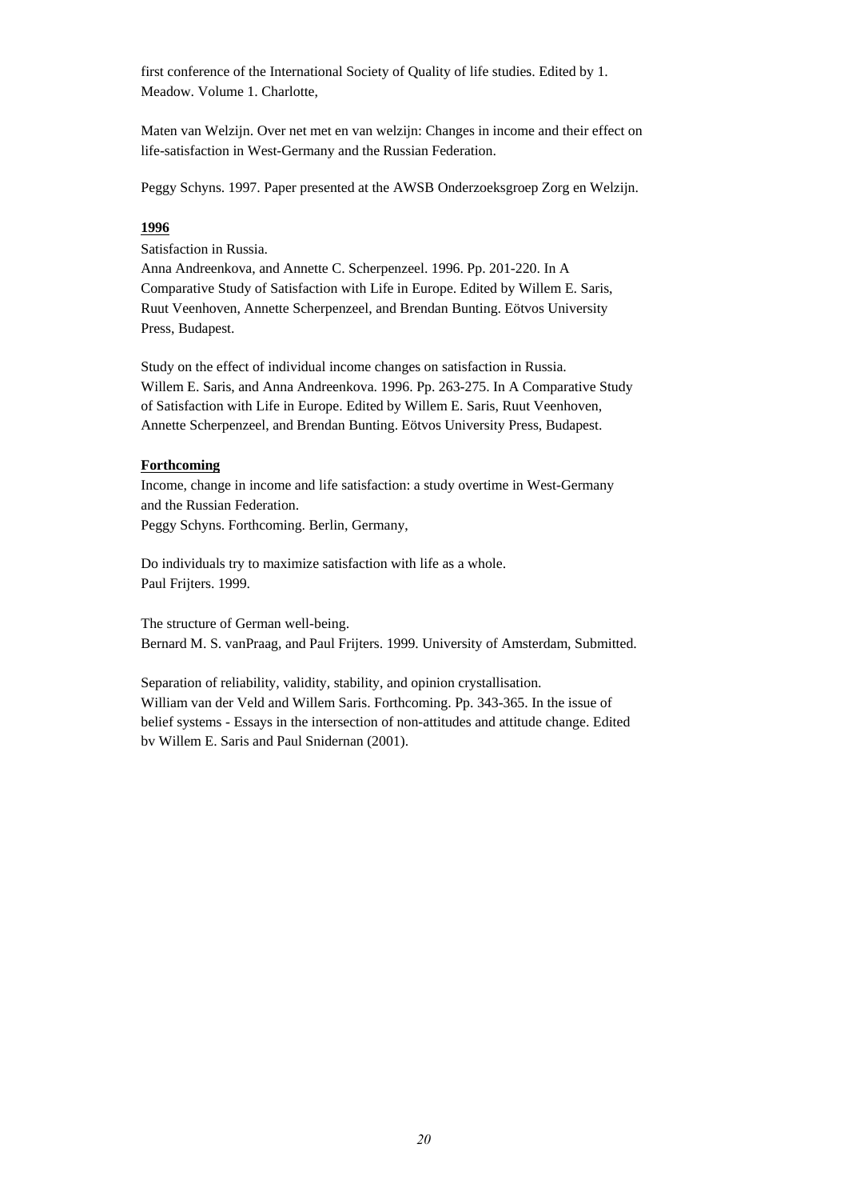first conference of the International Society of Quality of life studies. Edited by 1. Meadow. Volume 1. Charlotte,

Maten van Welzijn. Over net met en van welzijn: Changes in income and their effect on life-satisfaction in West-Germany and the Russian Federation.

Peggy Schyns. 1997. Paper presented at the AWSB Onderzoeksgroep Zorg en Welzijn.

**1996**

Satisfaction in Russia.
Anna Andreenkova, and Annette C. Scherpenzeel. 1996. Pp. 201-220. In A Comparative Study of Satisfaction with Life in Europe. Edited by Willem E. Saris, Ruut Veenhoven, Annette Scherpenzeel, and Brendan Bunting. Eötvos University Press, Budapest.

Study on the effect of individual income changes on satisfaction in Russia.
Willem E. Saris, and Anna Andreenkova. 1996. Pp. 263-275. In A Comparative Study of Satisfaction with Life in Europe. Edited by Willem E. Saris, Ruut Veenhoven, Annette Scherpenzeel, and Brendan Bunting. Eötvos University Press, Budapest.

**Forthcoming**

Income, change in income and life satisfaction: a study overtime in West-Germany and the Russian Federation.
Peggy Schyns. Forthcoming. Berlin, Germany,

Do individuals try to maximize satisfaction with life as a whole.
Paul Frijters. 1999.

The structure of German well-being.
Bernard M. S. vanPraag, and Paul Frijters. 1999. University of Amsterdam, Submitted.

Separation of reliability, validity, stability, and opinion crystallisation.
William van der Veld and Willem Saris. Forthcoming. Pp. 343-365. In the issue of belief systems - Essays in the intersection of non-attitudes and attitude change. Edited bv Willem E. Saris and Paul Snidernan (2001).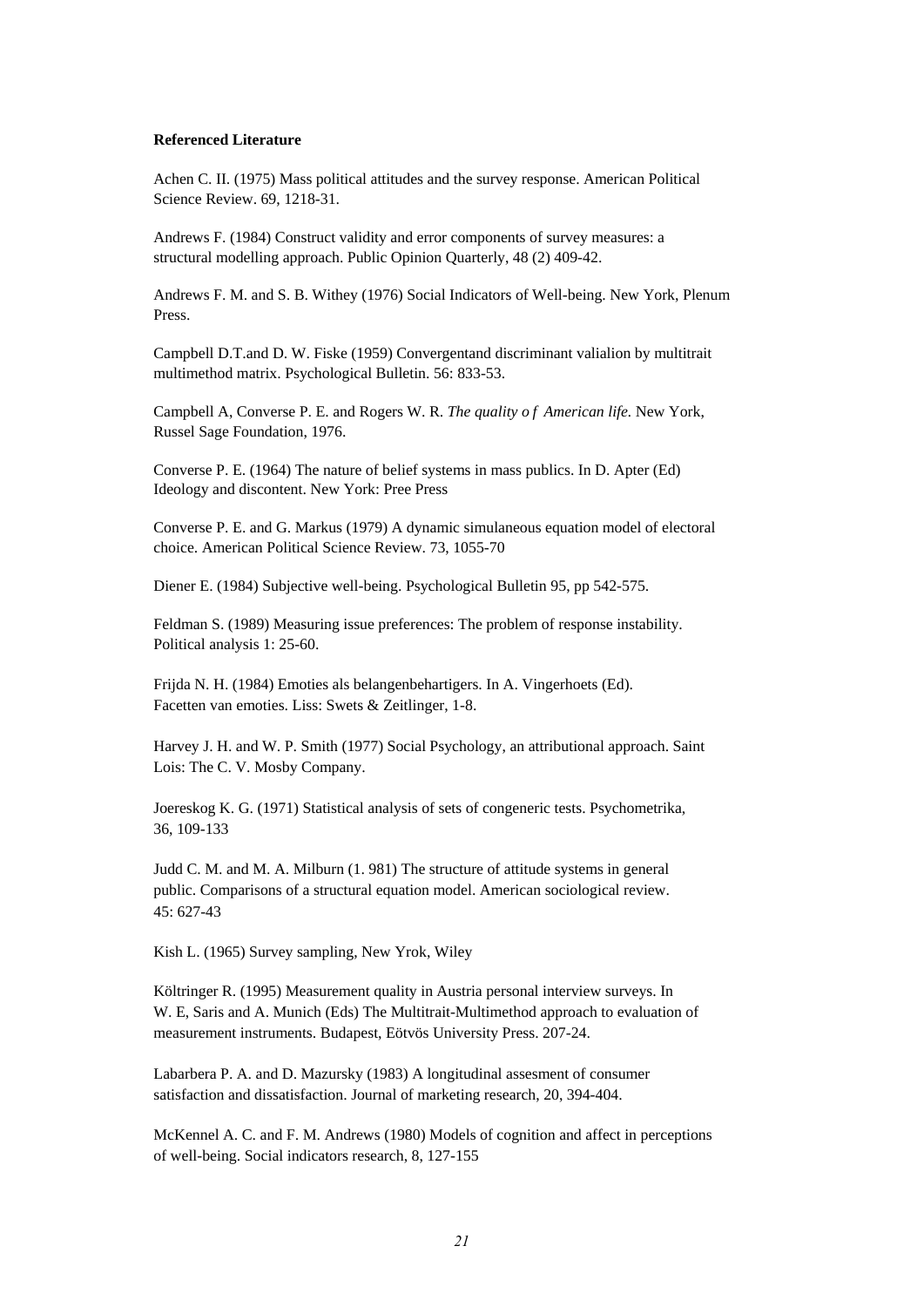**Referenced Literature**

Achen C. II. (1975) Mass political attitudes and the survey response. American Political Science Review. 69, 1218-31.

Andrews F. (1984) Construct validity and error components of survey measures: a structural modelling approach. Public Opinion Quarterly, 48 (2) 409-42.

Andrews F. M. and S. B. Withey (1976) Social Indicators of Well-being. New York, Plenum Press.

Campbell D.T.and D. W. Fiske (1959) Convergentand discriminant valialion by multitrait multimethod matrix. Psychological Bulletin. 56: 833-53.

Campbell A, Converse P. E. and Rogers W. R. *The quality o f American life.* New York, Russel Sage Foundation, 1976.

Converse P. E. (1964) The nature of belief systems in mass publics. In D. Apter (Ed) Ideology and discontent. New York: Pree Press

Converse P. E. and G. Markus (1979) A dynamic simulaneous equation model of electoral choice. American Political Science Review. 73, 1055-70

Diener E. (1984) Subjective well-being. Psychological Bulletin 95, pp 542-575.

Feldman S. (1989) Measuring issue preferences: The problem of response instability. Political analysis 1: 25-60.

Frijda N. H. (1984) Emoties als belangenbehartigers. In A. Vingerhoets (Ed). Facetten van emoties. Liss: Swets & Zeitlinger, 1-8.

Harvey J. H. and W. P. Smith (1977) Social Psychology, an attributional approach. Saint Lois: The C. V. Mosby Company.

Joereskog K. G. (1971) Statistical analysis of sets of congeneric tests. Psychometrika, 36, 109-133

Judd C. M. and M. A. Milburn (1. 981) The structure of attitude systems in general public. Comparisons of a structural equation model. American sociological review. 45: 627-43

Kish L. (1965) Survey sampling, New Yrok, Wiley

Költringer R. (1995) Measurement quality in Austria personal interview surveys. In W. E, Saris and A. Munich (Eds) The Multitrait-Multimethod approach to evaluation of measurement instruments. Budapest, Eötvös University Press. 207-24.

Labarbera P. A. and D. Mazursky (1983) A longitudinal assesment of consumer satisfaction and dissatisfaction. Journal of marketing research, 20, 394-404.

McKennel A. C. and F. M. Andrews (1980) Models of cognition and affect in perceptions of well-being. Social indicators research, 8, 127-155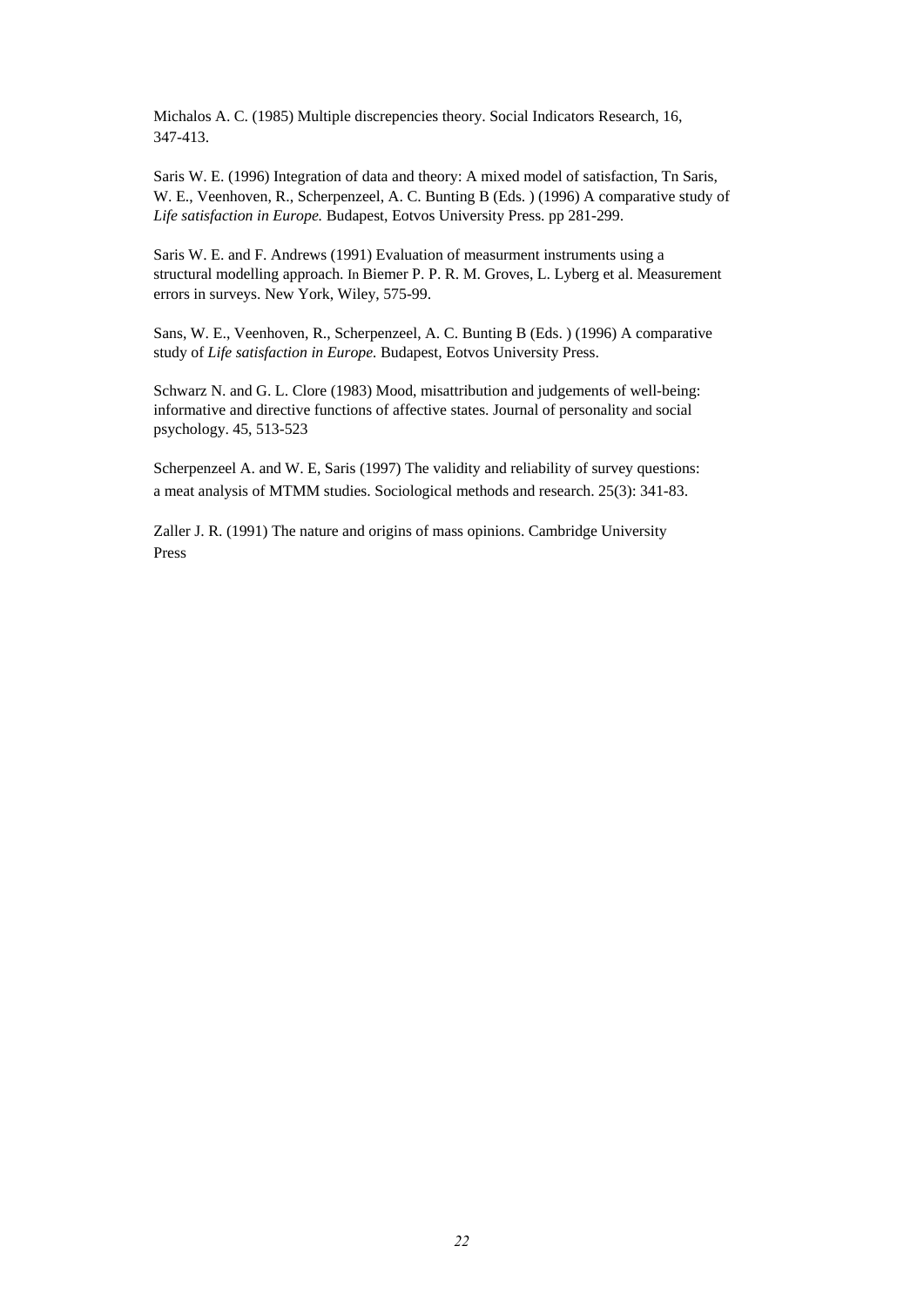Michalos A. C. (1985) Multiple discrepencies theory. Social Indicators Research, 16, 347-413.

Saris W. E. (1996) Integration of data and theory: A mixed model of satisfaction, Tn Saris, W. E., Veenhoven, R., Scherpenzeel, A. C. Bunting B (Eds. ) (1996) A comparative study of *Life satisfaction in Europe.* Budapest, Eotvos University Press. pp 281-299.

Saris W. E. and F. Andrews (1991) Evaluation of measurment instruments using a structural modelling approach. In Biemer P. P. R. M. Groves, L. Lyberg et al. Measurement errors in surveys. New York, Wiley, 575-99.

Sans, W. E., Veenhoven, R., Scherpenzeel, A. C. Bunting B (Eds. ) (1996) A comparative study of *Life satisfaction in Europe.* Budapest, Eotvos University Press.

Schwarz N. and G. L. Clore (1983) Mood, misattribution and judgements of well-being: informative and directive functions of affective states. Journal of personality and social psychology. 45, 513-523

Scherpenzeel A. and W. E, Saris (1997) The validity and reliability of survey questions: a meat analysis of MTMM studies. Sociological methods and research. 25(3): 341-83.

Zaller J. R. (1991) The nature and origins of mass opinions. Cambridge University Press